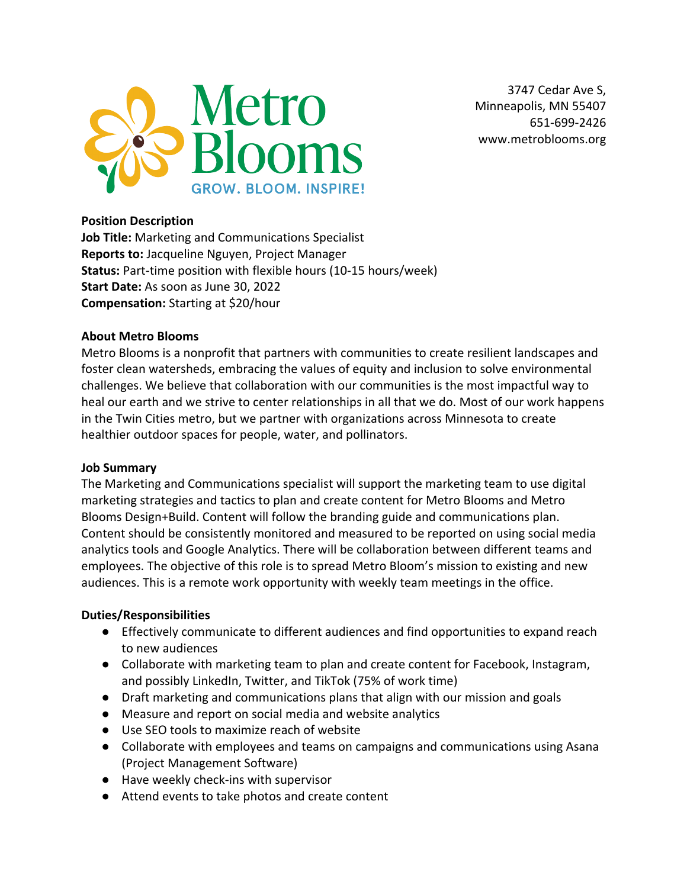Metro Blooms
GROW. BLOOM. INSPIRE!

3747 Cedar Ave S,
Minneapolis, MN 55407
651-699-2426
www.metroblooms.org

**Position Description**
**Job Title:** Marketing and Communications Specialist
**Reports to:** Jacqueline Nguyen, Project Manager
**Status:** Part-time position with flexible hours (10-15 hours/week)
**Start Date:** As soon as June 30, 2022
**Compensation:** Starting at $20/hour

**About Metro Blooms**
Metro Blooms is a nonprofit that partners with communities to create resilient landscapes and foster clean watersheds, embracing the values of equity and inclusion to solve environmental challenges. We believe that collaboration with our communities is the most impactful way to heal our earth and we strive to center relationships in all that we do. Most of our work happens in the Twin Cities metro, but we partner with organizations across Minnesota to create healthier outdoor spaces for people, water, and pollinators.

**Job Summary**
The Marketing and Communications specialist will support the marketing team to use digital marketing strategies and tactics to plan and create content for Metro Blooms and Metro Blooms Design+Build. Content will follow the branding guide and communications plan. Content should be consistently monitored and measured to be reported on using social media analytics tools and Google Analytics. There will be collaboration between different teams and employees. The objective of this role is to spread Metro Bloom's mission to existing and new audiences. This is a remote work opportunity with weekly team meetings in the office.

**Duties/Responsibilities**
- Effectively communicate to different audiences and find opportunities to expand reach to new audiences
- Collaborate with marketing team to plan and create content for Facebook, Instagram, and possibly LinkedIn, Twitter, and TikTok (75% of work time)
- Draft marketing and communications plans that align with our mission and goals
- Measure and report on social media and website analytics
- Use SEO tools to maximize reach of website
- Collaborate with employees and teams on campaigns and communications using Asana (Project Management Software)
- Have weekly check-ins with supervisor
- Attend events to take photos and create content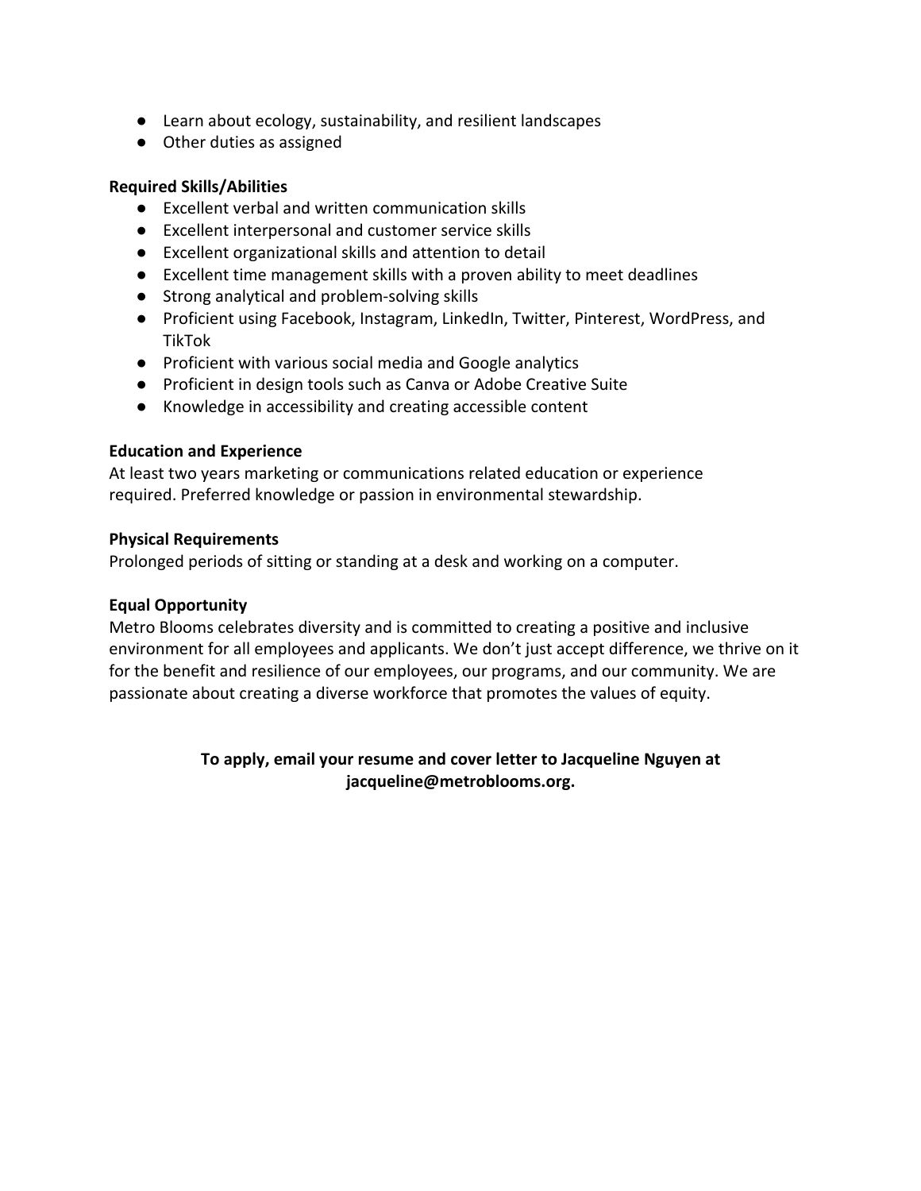- Learn about ecology, sustainability, and resilient landscapes
- Other duties as assigned

**Required Skills/Abilities**

- Excellent verbal and written communication skills
- Excellent interpersonal and customer service skills
- Excellent organizational skills and attention to detail
- Excellent time management skills with a proven ability to meet deadlines
- Strong analytical and problem-solving skills
- Proficient using Facebook, Instagram, LinkedIn, Twitter, Pinterest, WordPress, and TikTok
- Proficient with various social media and Google analytics
- Proficient in design tools such as Canva or Adobe Creative Suite
- Knowledge in accessibility and creating accessible content

**Education and Experience**

At least two years marketing or communications related education or experience required. Preferred knowledge or passion in environmental stewardship.

**Physical Requirements**

Prolonged periods of sitting or standing at a desk and working on a computer.

**Equal Opportunity**

Metro Blooms celebrates diversity and is committed to creating a positive and inclusive environment for all employees and applicants. We don't just accept difference, we thrive on it for the benefit and resilience of our employees, our programs, and our community. We are passionate about creating a diverse workforce that promotes the values of equity.

**To apply, email your resume and cover letter to Jacqueline Nguyen at jacqueline@metroblooms.org.**